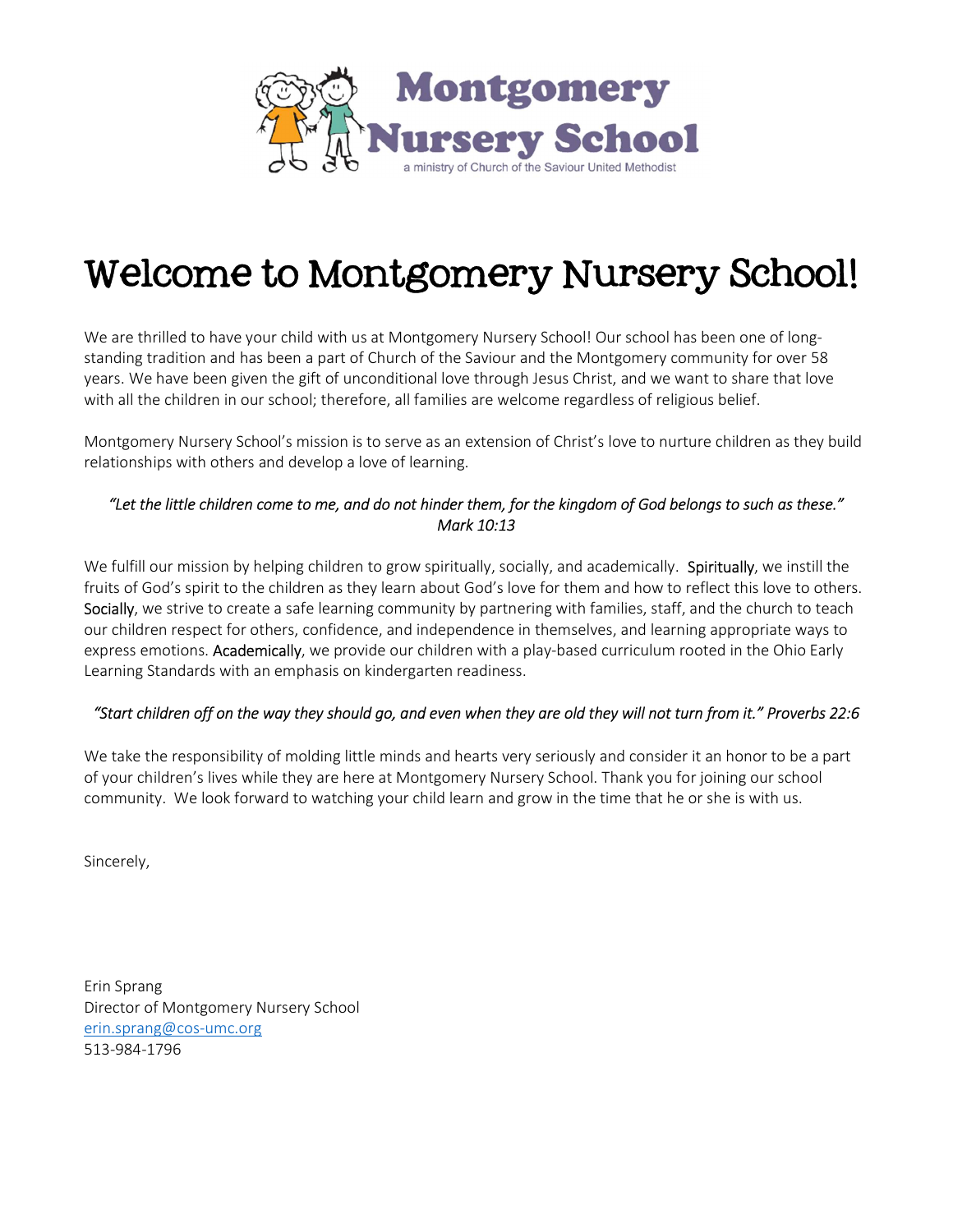Montgomery Nursery School

a ministry of Church of the Saviour United Methodist

# Welcome to Montgomery Nursery School!

We are thrilled to have your child with us at Montgomery Nursery School! Our school has been one of long-standing tradition and has been a part of Church of the Saviour and the Montgomery community for over 58 years. We have been given the gift of unconditional love through Jesus Christ, and we want to share that love with all the children in our school; therefore, all families are welcome regardless of religious belief.

Montgomery Nursery School's mission is to serve as an extension of Christ's love to nurture children as they build relationships with others and develop a love of learning.

*"Let the little children come to me, and do not hinder them, for the kingdom of God belongs to such as these." Mark 10:13*

We fulfill our mission by helping children to grow spiritually, socially, and academically. Spiritually, we instill the fruits of God's spirit to the children as they learn about God's love for them and how to reflect this love to others. Socially, we strive to create a safe learning community by partnering with families, staff, and the church to teach our children respect for others, confidence, and independence in themselves, and learning appropriate ways to express emotions. Academically, we provide our children with a play-based curriculum rooted in the Ohio Early Learning Standards with an emphasis on kindergarten readiness.

*"Start children off on the way they should go, and even when they are old they will not turn from it." Proverbs 22:6*

We take the responsibility of molding little minds and hearts very seriously and consider it an honor to be a part of your children's lives while they are here at Montgomery Nursery School. Thank you for joining our school community. We look forward to watching your child learn and grow in the time that he or she is with us.

Sincerely,

Erin Sprang
Director of Montgomery Nursery School
erin.sprang@cos-umc.org
513-984-1796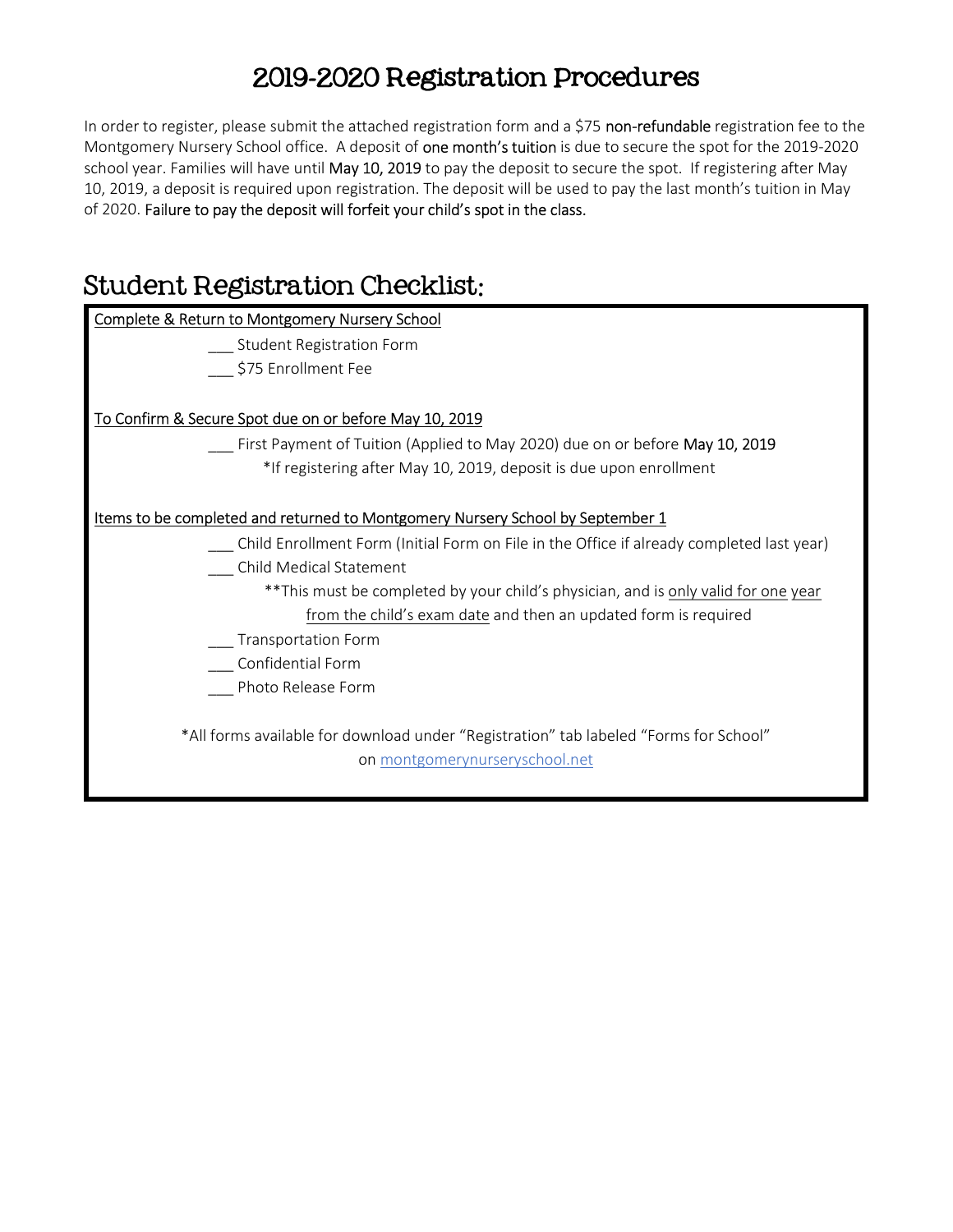# 2019-2020 Registration Procedures

In order to register, please submit the attached registration form and a $75 **non-refundable** registration fee to the Montgomery Nursery School office. A deposit of **one month's tuition** is due to secure the spot for the 2019-2020 school year. Families will have until **May 10, 2019** to pay the deposit to secure the spot. If registering after May 10, 2019, a deposit is required upon registration. The deposit will be used to pay the last month's tuition in May of 2020. **Failure to pay the deposit will forfeit your child's spot in the class.**

## Student Registration Checklist:

<u>Complete & Return to Montgomery Nursery School</u>

- ___ Student Registration Form
- ___ $75 Enrollment Fee

<u>To Confirm & Secure Spot due on or before May 10, 2019</u>

- ___ First Payment of Tuition (Applied to May 2020) due on or before **May 10, 2019**
  - *If registering after May 10, 2019, deposit is due upon enrollment

<u>Items to be completed and returned to Montgomery Nursery School by September 1</u>

- ___ Child Enrollment Form (Initial Form on File in the Office if already completed last year)
- ___ Child Medical Statement
  - **This must be completed by your child's physician, and is <u>only valid for one year from the child's exam date</u> and then an updated form is required
- ___ Transportation Form
- ___ Confidential Form
- ___ Photo Release Form

*All forms available for download under "Registration" tab labeled "Forms for School" on montgomerynurseryschool.net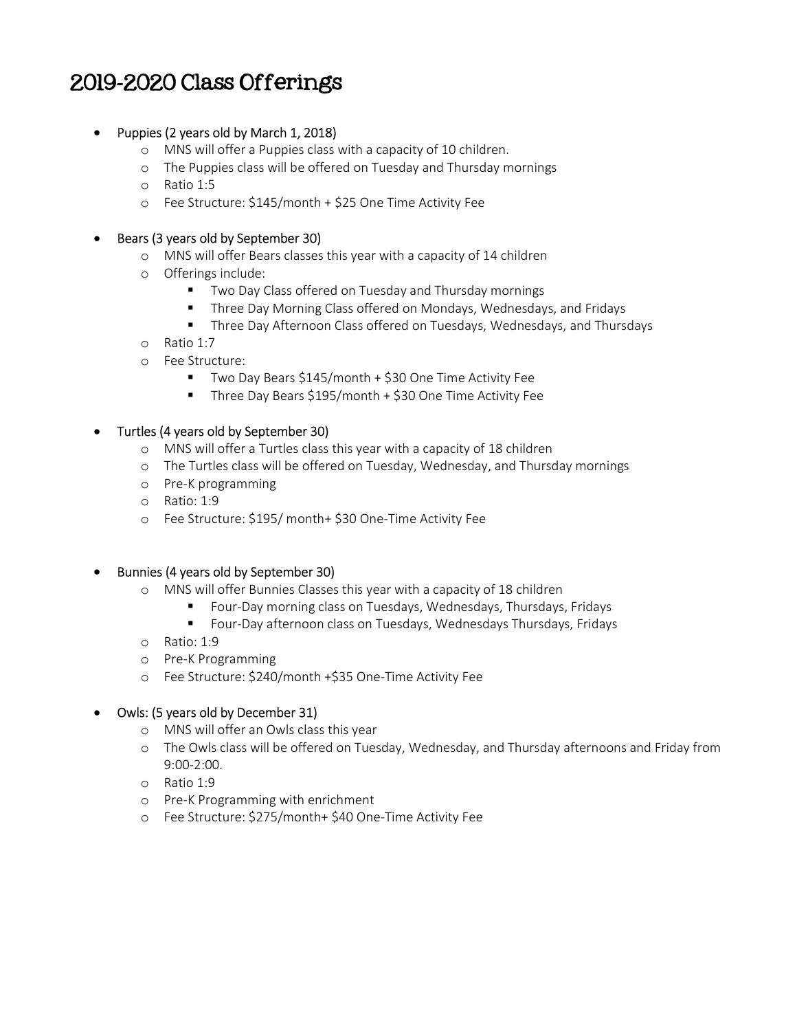# 2019-2020 Class Offerings

- Puppies (2 years old by March 1, 2018)
    - MNS will offer a Puppies class with a capacity of 10 children.
    - The Puppies class will be offered on Tuesday and Thursday mornings
    - Ratio 1:5
    - Fee Structure: $145/month + $25 One Time Activity Fee

- Bears (3 years old by September 30)
    - MNS will offer Bears classes this year with a capacity of 14 children
    - Offerings include:
        - Two Day Class offered on Tuesday and Thursday mornings
        - Three Day Morning Class offered on Mondays, Wednesdays, and Fridays
        - Three Day Afternoon Class offered on Tuesdays, Wednesdays, and Thursdays
    - Ratio 1:7
    - Fee Structure:
        - Two Day Bears $145/month + $30 One Time Activity Fee
        - Three Day Bears $195/month + $30 One Time Activity Fee

- Turtles (4 years old by September 30)
    - MNS will offer a Turtles class this year with a capacity of 18 children
    - The Turtles class will be offered on Tuesday, Wednesday, and Thursday mornings
    - Pre-K programming
    - Ratio: 1:9
    - Fee Structure: $195/ month+ $30 One-Time Activity Fee

- Bunnies (4 years old by September 30)
    - MNS will offer Bunnies Classes this year with a capacity of 18 children
        - Four-Day morning class on Tuesdays, Wednesdays, Thursdays, Fridays
        - Four-Day afternoon class on Tuesdays, Wednesdays Thursdays, Fridays
    - Ratio: 1:9
    - Pre-K Programming
    - Fee Structure: $240/month +$35 One-Time Activity Fee

- Owls: (5 years old by December 31)
    - MNS will offer an Owls class this year
    - The Owls class will be offered on Tuesday, Wednesday, and Thursday afternoons and Friday from 9:00-2:00.
    - Ratio 1:9
    - Pre-K Programming with enrichment
    - Fee Structure: $275/month+ $40 One-Time Activity Fee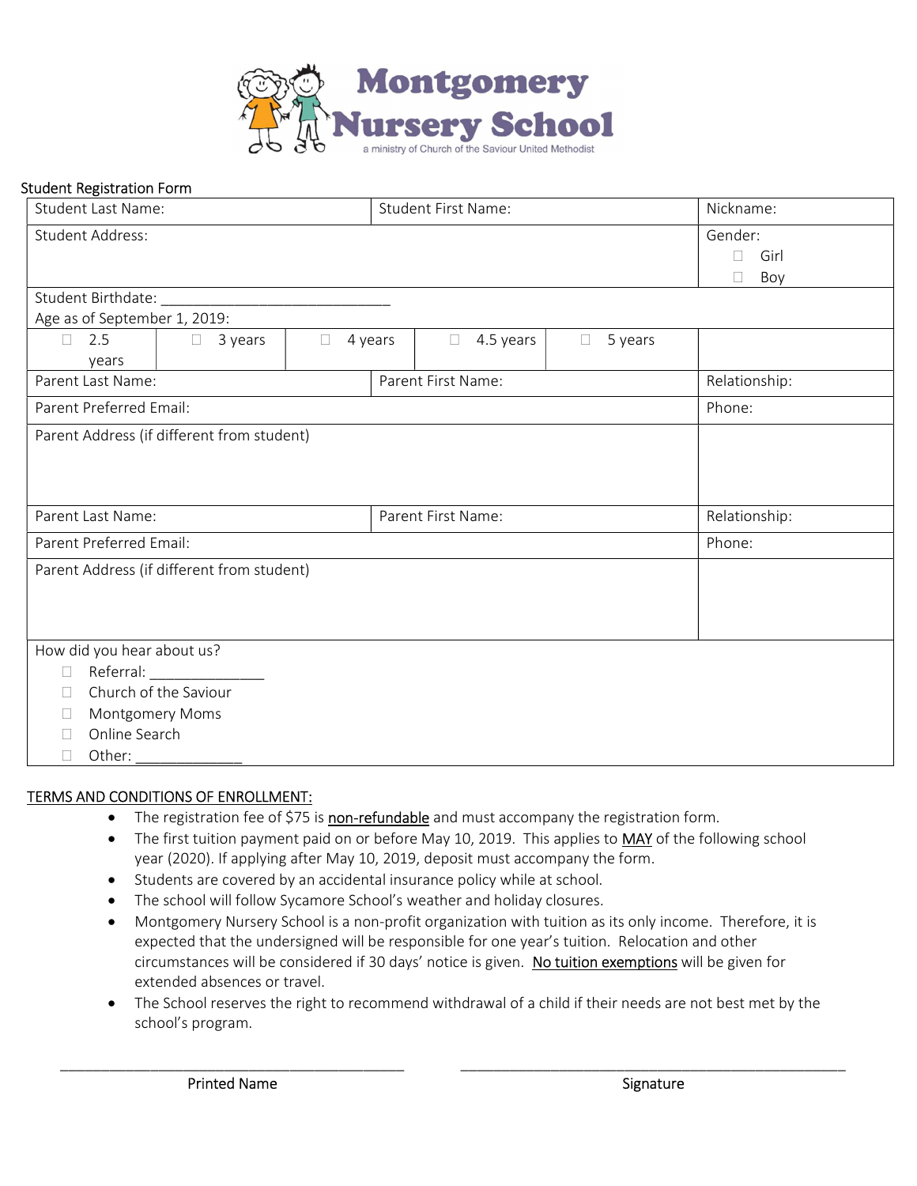# Montgomery Nursery School

a ministry of Church of the Saviour United Methodist

Student Registration Form

| Student Last Name: | | | | | Student First Name: | | Nickname: |
|---|---|---|---|---|---|---|---|
| Student Address: | | | | | | | Gender: ☐ Girl ☐ Boy |
| Student Birthdate: ___________________________ Age as of September 1, 2019: | | | | | | | |
| ☐ 2.5 years | ☐ 3 years | ☐ 4 years | ☐ 4.5 years | ☐ 5 years | | | |
| Parent Last Name: | | | | | Parent First Name: | | Relationship: |
| Parent Preferred Email: | | | | | | | Phone: |
| Parent Address (if different from student) | | | | | | | |
| Parent Last Name: | | | | | Parent First Name: | | Relationship: |
| Parent Preferred Email: | | | | | | | Phone: |
| Parent Address (if different from student) | | | | | | | |

How did you hear about us?

- ☐ Referral: ______________
- ☐ Church of the Saviour
- ☐ Montgomery Moms
- ☐ Online Search
- ☐ Other: _____________

## TERMS AND CONDITIONS OF ENROLLMENT:

- The registration fee of $75 is non-refundable and must accompany the registration form.
- The first tuition payment paid on or before May 10, 2019. This applies to MAY of the following school year (2020). If applying after May 10, 2019, deposit must accompany the form.
- Students are covered by an accidental insurance policy while at school.
- The school will follow Sycamore School's weather and holiday closures.
- Montgomery Nursery School is a non-profit organization with tuition as its only income. Therefore, it is expected that the undersigned will be responsible for one year's tuition. Relocation and other circumstances will be considered if 30 days' notice is given. No tuition exemptions will be given for extended absences or travel.
- The School reserves the right to recommend withdrawal of a child if their needs are not best met by the school's program.

_____________________________________________ Printed Name

_____________________________________________ Signature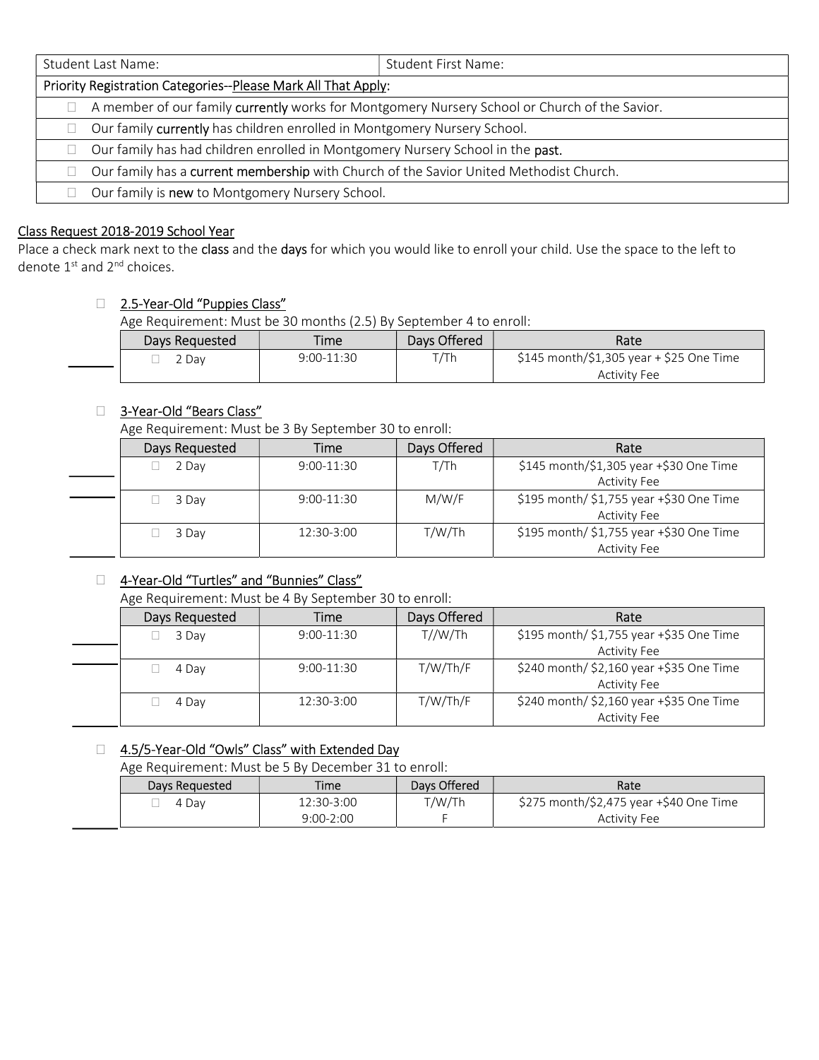| Student Last Name: | Student First Name: |
|---|---|
| **Priority Registration Categories--Please Mark All That Apply:** | |
| ☐ A member of our family **currently** works for Montgomery Nursery School or Church of the Savior. | |
| ☐ Our family **currently** has children enrolled in Montgomery Nursery School. | |
| ☐ Our family has had children enrolled in Montgomery Nursery School in the **past.** | |
| ☐ Our family has a **current membership** with Church of the Savior United Methodist Church. | |
| ☐ Our family is **new** to Montgomery Nursery School. | |

## Class Request 2018-2019 School Year

Place a check mark next to the **class** and the **days** for which you would like to enroll your child. Use the space to the left to denote 1st and 2nd choices.

☐ **2.5-Year-Old "Puppies Class"**

Age Requirement: Must be 30 months (2.5) By September 4 to enroll:

| | Days Requested | Time | Days Offered | Rate |
|---|---|---|---|---|
| ______ | ☐ 2 Day | 9:00-11:30 | T/Th | $145 month/$1,305 year + $25 One Time Activity Fee |

☐ **3-Year-Old "Bears Class"**

Age Requirement: Must be 3 By September 30 to enroll:

| | Days Requested | Time | Days Offered | Rate |
|---|---|---|---|---|
| ______ | ☐ 2 Day | 9:00-11:30 | T/Th | $145 month/$1,305 year +$30 One Time Activity Fee |
| ______ | ☐ 3 Day | 9:00-11:30 | M/W/F | $195 month/ $1,755 year +$30 One Time Activity Fee |
| ______ | ☐ 3 Day | 12:30-3:00 | T/W/Th | $195 month/ $1,755 year +$30 One Time Activity Fee |

☐ **4-Year-Old "Turtles" and "Bunnies" Class"**

Age Requirement: Must be 4 By September 30 to enroll:

| | Days Requested | Time | Days Offered | Rate |
|---|---|---|---|---|
| ______ | ☐ 3 Day | 9:00-11:30 | T//W/Th | $195 month/ $1,755 year +$35 One Time Activity Fee |
| ______ | ☐ 4 Day | 9:00-11:30 | T/W/Th/F | $240 month/ $2,160 year +$35 One Time Activity Fee |
| ______ | ☐ 4 Day | 12:30-3:00 | T/W/Th/F | $240 month/ $2,160 year +$35 One Time Activity Fee |

☐ **4.5/5-Year-Old "Owls" Class" with Extended Day**

Age Requirement: Must be 5 By December 31 to enroll:

| | Days Requested | Time | Days Offered | Rate |
|---|---|---|---|---|
| ______ | ☐ 4 Day | 12:30-3:00<br>9:00-2:00 | T/W/Th<br>F | $275 month/$2,475 year +$40 One Time Activity Fee |